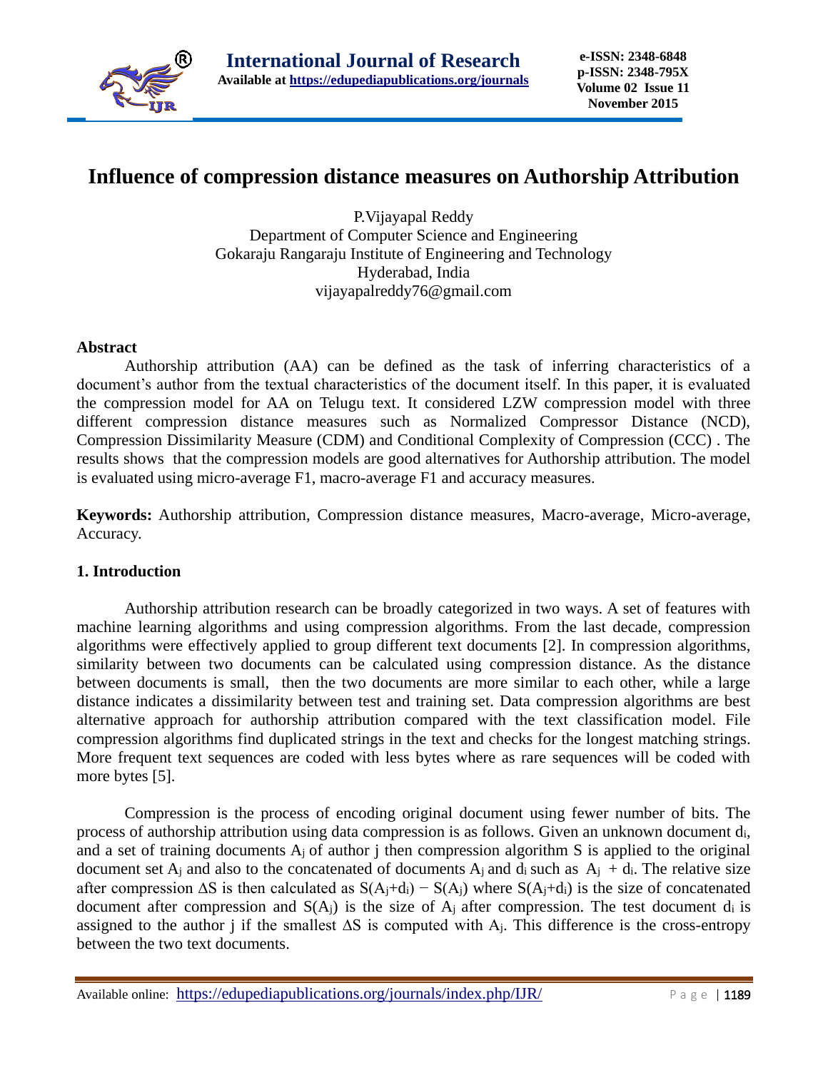# Influence of compression distance measures on Authorship Attribution

P.Vijayapal Reddy
Department of Computer Science and Engineering
Gokaraju Rangaraju Institute of Engineering and Technology
Hyderabad, India
vijayapalreddy76@gmail.com

## Abstract

Authorship attribution (AA) can be defined as the task of inferring characteristics of a document's author from the textual characteristics of the document itself. In this paper, it is evaluated the compression model for AA on Telugu text. It considered LZW compression model with three different compression distance measures such as Normalized Compressor Distance (NCD), Compression Dissimilarity Measure (CDM) and Conditional Complexity of Compression (CCC) . The results shows that the compression models are good alternatives for Authorship attribution. The model is evaluated using micro-average F1, macro-average F1 and accuracy measures.

**Keywords:** Authorship attribution, Compression distance measures, Macro-average, Micro-average, Accuracy.

## 1. Introduction

Authorship attribution research can be broadly categorized in two ways. A set of features with machine learning algorithms and using compression algorithms. From the last decade, compression algorithms were effectively applied to group different text documents [2]. In compression algorithms, similarity between two documents can be calculated using compression distance. As the distance between documents is small, then the two documents are more similar to each other, while a large distance indicates a dissimilarity between test and training set. Data compression algorithms are best alternative approach for authorship attribution compared with the text classification model. File compression algorithms find duplicated strings in the text and checks for the longest matching strings. More frequent text sequences are coded with less bytes where as rare sequences will be coded with more bytes [5].

Compression is the process of encoding original document using fewer number of bits. The process of authorship attribution using data compression is as follows. Given an unknown document $d_i$, and a set of training documents $A_j$ of author j then compression algorithm S is applied to the original document set $A_j$ and also to the concatenated of documents $A_j$ and $d_i$ such as $A_j + d_i$. The relative size after compression $\Delta S$ is then calculated as $S(A_j+d_i) - S(A_j)$ where $S(A_j+d_i)$ is the size of concatenated document after compression and $S(A_j)$ is the size of $A_j$ after compression. The test document $d_i$ is assigned to the author j if the smallest $\Delta S$ is computed with $A_j$. This difference is the cross-entropy between the two text documents.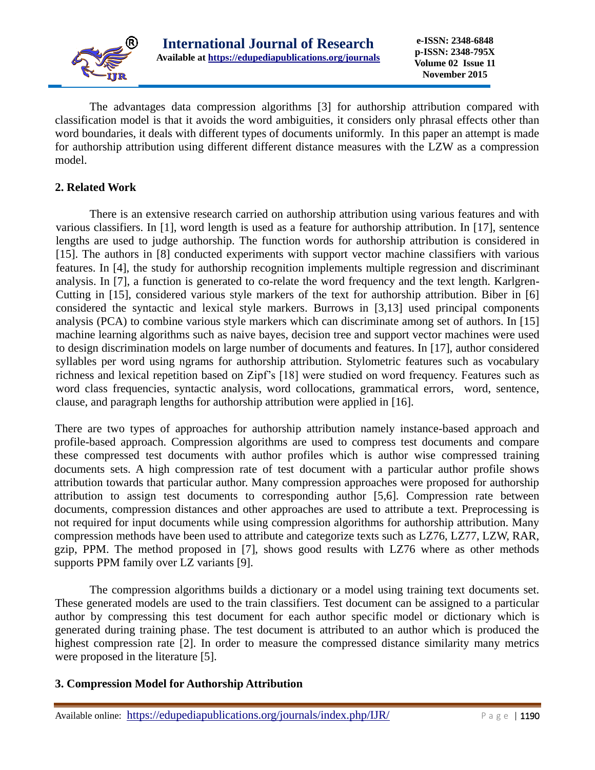The advantages data compression algorithms [3] for authorship attribution compared with classification model is that it avoids the word ambiguities, it considers only phrasal effects other than word boundaries, it deals with different types of documents uniformly. In this paper an attempt is made for authorship attribution using different different distance measures with the LZW as a compression model.

## 2. Related Work

There is an extensive research carried on authorship attribution using various features and with various classifiers. In [1], word length is used as a feature for authorship attribution. In [17], sentence lengths are used to judge authorship. The function words for authorship attribution is considered in [15]. The authors in [8] conducted experiments with support vector machine classifiers with various features. In [4], the study for authorship recognition implements multiple regression and discriminant analysis. In [7], a function is generated to co-relate the word frequency and the text length. Karlgren-Cutting in [15], considered various style markers of the text for authorship attribution. Biber in [6] considered the syntactic and lexical style markers. Burrows in [3,13] used principal components analysis (PCA) to combine various style markers which can discriminate among set of authors. In [15] machine learning algorithms such as naive bayes, decision tree and support vector machines were used to design discrimination models on large number of documents and features. In [17], author considered syllables per word using ngrams for authorship attribution. Stylometric features such as vocabulary richness and lexical repetition based on Zipf's [18] were studied on word frequency. Features such as word class frequencies, syntactic analysis, word collocations, grammatical errors, word, sentence, clause, and paragraph lengths for authorship attribution were applied in [16].

There are two types of approaches for authorship attribution namely instance-based approach and profile-based approach. Compression algorithms are used to compress test documents and compare these compressed test documents with author profiles which is author wise compressed training documents sets. A high compression rate of test document with a particular author profile shows attribution towards that particular author. Many compression approaches were proposed for authorship attribution to assign test documents to corresponding author [5,6]. Compression rate between documents, compression distances and other approaches are used to attribute a text. Preprocessing is not required for input documents while using compression algorithms for authorship attribution. Many compression methods have been used to attribute and categorize texts such as LZ76, LZ77, LZW, RAR, gzip, PPM. The method proposed in [7], shows good results with LZ76 where as other methods supports PPM family over LZ variants [9].

The compression algorithms builds a dictionary or a model using training text documents set. These generated models are used to the train classifiers. Test document can be assigned to a particular author by compressing this test document for each author specific model or dictionary which is generated during training phase. The test document is attributed to an author which is produced the highest compression rate [2]. In order to measure the compressed distance similarity many metrics were proposed in the literature [5].

## 3. Compression Model for Authorship Attribution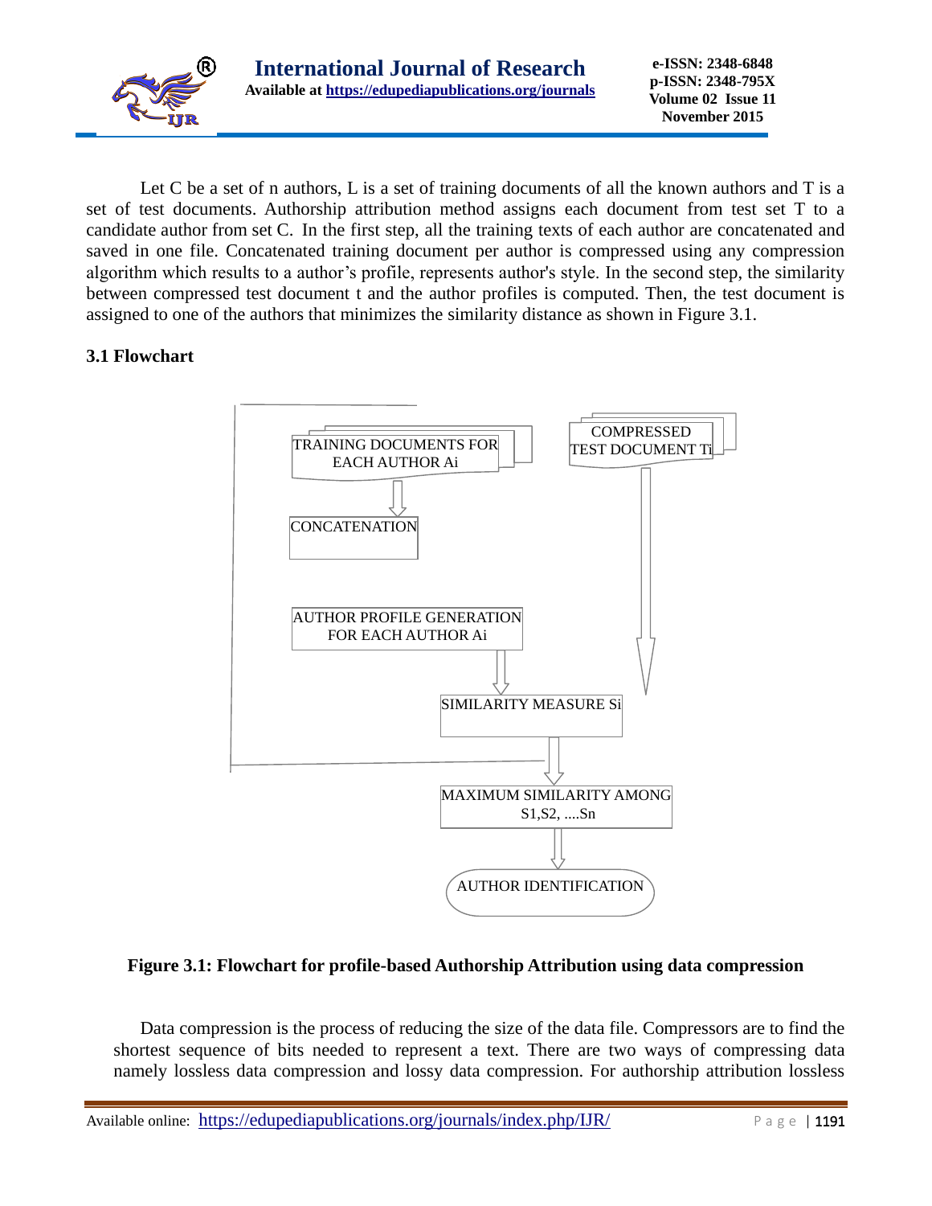Let C be a set of n authors, L is a set of training documents of all the known authors and T is a set of test documents. Authorship attribution method assigns each document from test set T to a candidate author from set C. In the first step, all the training texts of each author are concatenated and saved in one file. Concatenated training document per author is compressed using any compression algorithm which results to a author's profile, represents author's style. In the second step, the similarity between compressed test document t and the author profiles is computed. Then, the test document is assigned to one of the authors that minimizes the similarity distance as shown in Figure 3.1.

### 3.1 Flowchart

TRAINING DOCUMENTS FOR EACH AUTHOR Ai

CONCATENATION

AUTHOR PROFILE GENERATION FOR EACH AUTHOR Ai

COMPRESSED TEST DOCUMENT Ti

SIMILARITY MEASURE Si

MAXIMUM SIMILARITY AMONG S1,S2, ....Sn

AUTHOR IDENTIFICATION

**Figure 3.1: Flowchart for profile-based Authorship Attribution using data compression**

Data compression is the process of reducing the size of the data file. Compressors are to find the shortest sequence of bits needed to represent a text. There are two ways of compressing data namely lossless data compression and lossy data compression. For authorship attribution lossless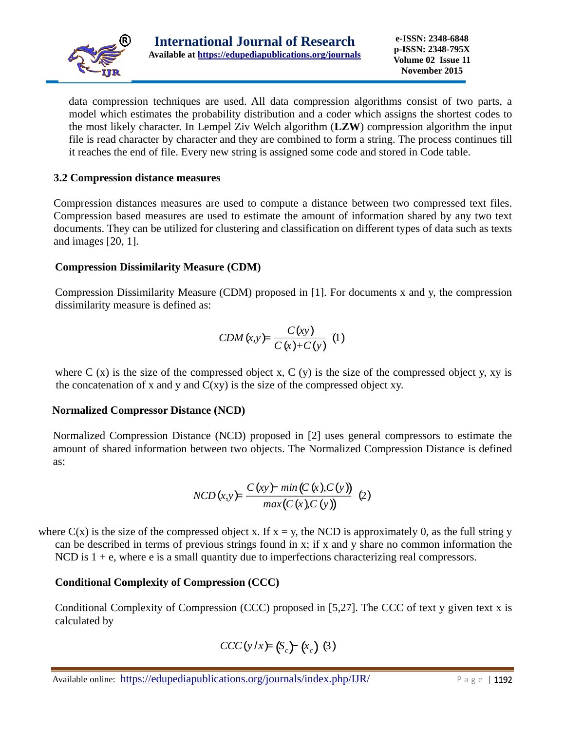data compression techniques are used. All data compression algorithms consist of two parts, a model which estimates the probability distribution and a coder which assigns the shortest codes to the most likely character. In Lempel Ziv Welch algorithm (**LZW**) compression algorithm the input file is read character by character and they are combined to form a string. The process continues till it reaches the end of file. Every new string is assigned some code and stored in Code table.

### 3.2 Compression distance measures

Compression distances measures are used to compute a distance between two compressed text files. Compression based measures are used to estimate the amount of information shared by any two text documents. They can be utilized for clustering and classification on different types of data such as texts and images [20, 1].

#### Compression Dissimilarity Measure (CDM)

Compression Dissimilarity Measure (CDM) proposed in [1]. For documents x and y, the compression dissimilarity measure is defined as:

$$CDM(x,y) = \frac{C(xy)}{C(x)+C(y)} \quad (1)$$

where C (x) is the size of the compressed object x, C (y) is the size of the compressed object y, xy is the concatenation of x and y and C(xy) is the size of the compressed object xy.

#### Normalized Compressor Distance (NCD)

Normalized Compression Distance (NCD) proposed in [2] uses general compressors to estimate the amount of shared information between two objects. The Normalized Compression Distance is defined as:

$$NCD(x,y) = \frac{C(xy) - min(C(x),C(y))}{max(C(x),C(y))} \quad (2)$$

where C(x) is the size of the compressed object x. If x = y, the NCD is approximately 0, as the full string y can be described in terms of previous strings found in x; if x and y share no common information the NCD is 1 + e, where e is a small quantity due to imperfections characterizing real compressors.

#### Conditional Complexity of Compression (CCC)

Conditional Complexity of Compression (CCC) proposed in [5,27]. The CCC of text y given text x is calculated by

$$CCC(y/x) = (S_c) - (x_c) \quad (3)$$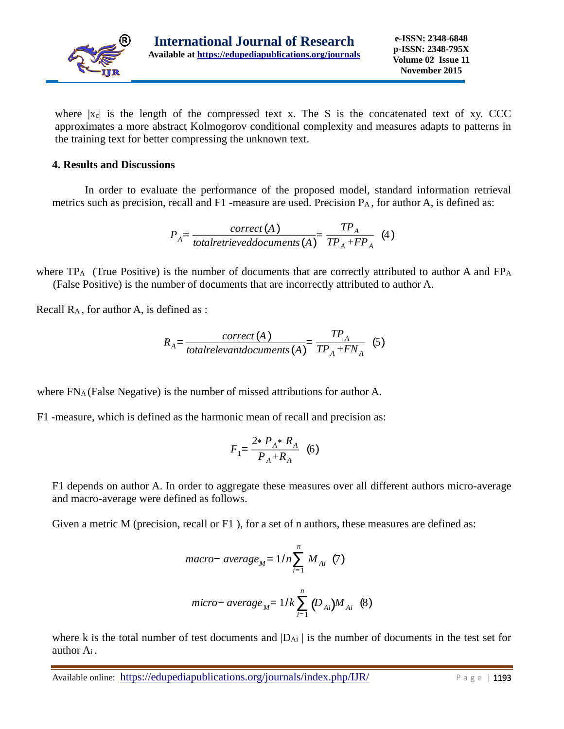where $|x_c|$ is the length of the compressed text x. The S is the concatenated text of xy. CCC approximates a more abstract Kolmogorov conditional complexity and measures adapts to patterns in the training text for better compressing the unknown text.

## 4. Results and Discussions

In order to evaluate the performance of the proposed model, standard information retrieval metrics such as precision, recall and F1 -measure are used. Precision $P_A$, for author A, is defined as:

$$P_A = \frac{correct(A)}{totalretrieveddocuments(A)} = \frac{TP_A}{TP_A + FP_A} \quad (4)$$

where $TP_A$ (True Positive) is the number of documents that are correctly attributed to author A and $FP_A$ (False Positive) is the number of documents that are incorrectly attributed to author A.

Recall $R_A$, for author A, is defined as :

$$R_A = \frac{correct(A)}{totalrelevantdocuments(A)} = \frac{TP_A}{TP_A + FN_A} \quad (5)$$

where $FN_A$ (False Negative) is the number of missed attributions for author A.

F1 -measure, which is defined as the harmonic mean of recall and precision as:

$$F_1 = \frac{2 * P_A * R_A}{P_A + R_A} \quad (6)$$

F1 depends on author A. In order to aggregate these measures over all different authors micro-average and macro-average were defined as follows.

Given a metric M (precision, recall or F1 ), for a set of n authors, these measures are defined as:

$$macro - average_M = 1/n \sum_{i=1}^{n} M_{Ai} \quad (7)$$

$$micro - average_M = 1/k \sum_{i=1}^{n} (D_{Ai}) M_{Ai} \quad (8)$$

where k is the total number of test documents and $|D_{Ai}|$ is the number of documents in the test set for author $A_i$.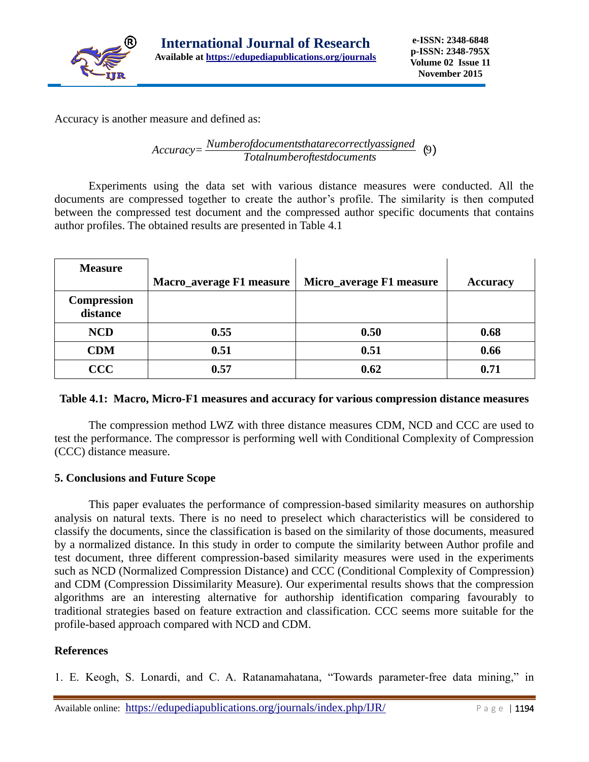Accuracy is another measure and defined as:

$$Accuracy = \frac{Numberofdocumentsthatarecorrectlyassigned}{Totalnumberoftestdocuments} \quad (9)$$

Experiments using the data set with various distance measures were conducted. All the documents are compressed together to create the author's profile. The similarity is then computed between the compressed test document and the compressed author specific documents that contains author profiles. The obtained results are presented in Table 4.1

| **Measure** | **Macro_average F1 measure** | **Micro_average F1 measure** | **Accuracy** |
|---|---|---|---|
| **Compression distance** | | | |
| **NCD** | **0.55** | **0.50** | **0.68** |
| **CDM** | **0.51** | **0.51** | **0.66** |
| **CCC** | **0.57** | **0.62** | **0.71** |

**Table 4.1: Macro, Micro-F1 measures and accuracy for various compression distance measures**

The compression method LWZ with three distance measures CDM, NCD and CCC are used to test the performance. The compressor is performing well with Conditional Complexity of Compression (CCC) distance measure.

## 5. Conclusions and Future Scope

This paper evaluates the performance of compression-based similarity measures on authorship analysis on natural texts. There is no need to preselect which characteristics will be considered to classify the documents, since the classification is based on the similarity of those documents, measured by a normalized distance. In this study in order to compute the similarity between Author profile and test document, three different compression-based similarity measures were used in the experiments such as NCD (Normalized Compression Distance) and CCC (Conditional Complexity of Compression) and CDM (Compression Dissimilarity Measure). Our experimental results shows that the compression algorithms are an interesting alternative for authorship identification comparing favourably to traditional strategies based on feature extraction and classification. CCC seems more suitable for the profile-based approach compared with NCD and CDM.

## References

1. E. Keogh, S. Lonardi, and C. A. Ratanamahatana, "Towards parameter-free data mining," in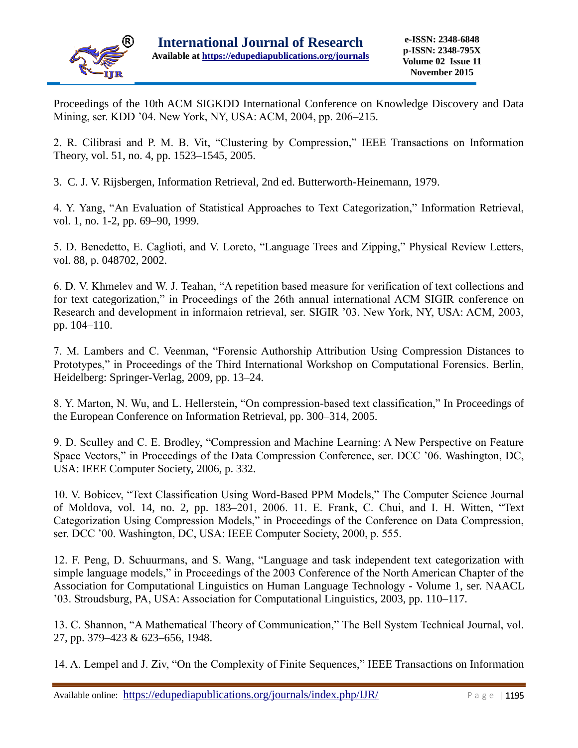Proceedings of the 10th ACM SIGKDD International Conference on Knowledge Discovery and Data Mining, ser. KDD '04. New York, NY, USA: ACM, 2004, pp. 206–215.

2. R. Cilibrasi and P. M. B. Vit, "Clustering by Compression," IEEE Transactions on Information Theory, vol. 51, no. 4, pp. 1523–1545, 2005.

3. C. J. V. Rijsbergen, Information Retrieval, 2nd ed. Butterworth-Heinemann, 1979.

4. Y. Yang, "An Evaluation of Statistical Approaches to Text Categorization," Information Retrieval, vol. 1, no. 1-2, pp. 69–90, 1999.

5. D. Benedetto, E. Caglioti, and V. Loreto, "Language Trees and Zipping," Physical Review Letters, vol. 88, p. 048702, 2002.

6. D. V. Khmelev and W. J. Teahan, "A repetition based measure for verification of text collections and for text categorization," in Proceedings of the 26th annual international ACM SIGIR conference on Research and development in informaion retrieval, ser. SIGIR '03. New York, NY, USA: ACM, 2003, pp. 104–110.

7. M. Lambers and C. Veenman, "Forensic Authorship Attribution Using Compression Distances to Prototypes," in Proceedings of the Third International Workshop on Computational Forensics. Berlin, Heidelberg: Springer-Verlag, 2009, pp. 13–24.

8. Y. Marton, N. Wu, and L. Hellerstein, "On compression-based text classification," In Proceedings of the European Conference on Information Retrieval, pp. 300–314, 2005.

9. D. Sculley and C. E. Brodley, "Compression and Machine Learning: A New Perspective on Feature Space Vectors," in Proceedings of the Data Compression Conference, ser. DCC '06. Washington, DC, USA: IEEE Computer Society, 2006, p. 332.

10. V. Bobicev, "Text Classification Using Word-Based PPM Models," The Computer Science Journal of Moldova, vol. 14, no. 2, pp. 183–201, 2006. 11. E. Frank, C. Chui, and I. H. Witten, "Text Categorization Using Compression Models," in Proceedings of the Conference on Data Compression, ser. DCC '00. Washington, DC, USA: IEEE Computer Society, 2000, p. 555.

12. F. Peng, D. Schuurmans, and S. Wang, "Language and task independent text categorization with simple language models," in Proceedings of the 2003 Conference of the North American Chapter of the Association for Computational Linguistics on Human Language Technology - Volume 1, ser. NAACL '03. Stroudsburg, PA, USA: Association for Computational Linguistics, 2003, pp. 110–117.

13. C. Shannon, "A Mathematical Theory of Communication," The Bell System Technical Journal, vol. 27, pp. 379–423 & 623–656, 1948.

14. A. Lempel and J. Ziv, "On the Complexity of Finite Sequences," IEEE Transactions on Information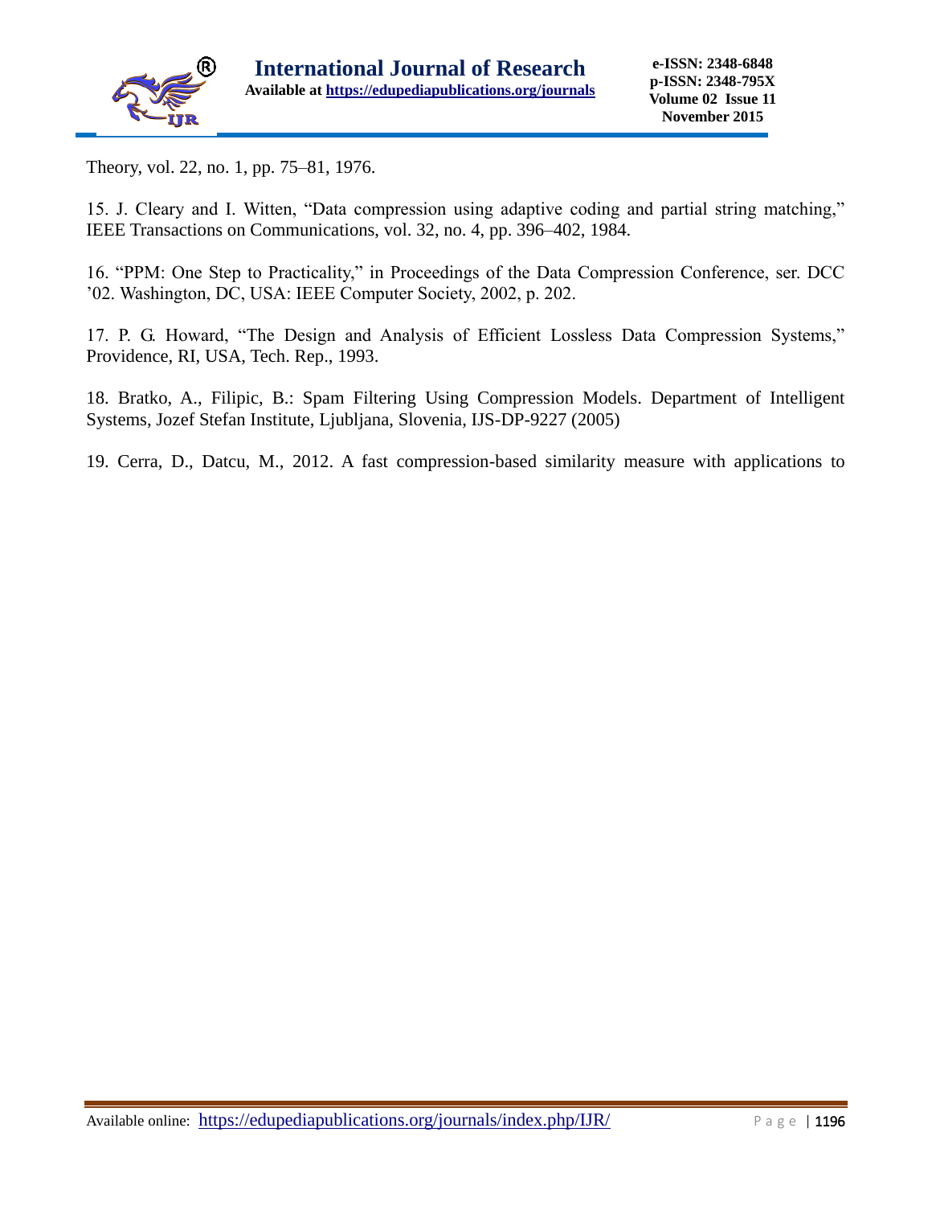Theory, vol. 22, no. 1, pp. 75–81, 1976.

15. J. Cleary and I. Witten, "Data compression using adaptive coding and partial string matching," IEEE Transactions on Communications, vol. 32, no. 4, pp. 396–402, 1984.

16. "PPM: One Step to Practicality," in Proceedings of the Data Compression Conference, ser. DCC '02. Washington, DC, USA: IEEE Computer Society, 2002, p. 202.

17. P. G. Howard, "The Design and Analysis of Efficient Lossless Data Compression Systems," Providence, RI, USA, Tech. Rep., 1993.

18. Bratko, A., Filipic, B.: Spam Filtering Using Compression Models. Department of Intelligent Systems, Jozef Stefan Institute, Ljubljana, Slovenia, IJS-DP-9227 (2005)

19. Cerra, D., Datcu, M., 2012. A fast compression-based similarity measure with applications to